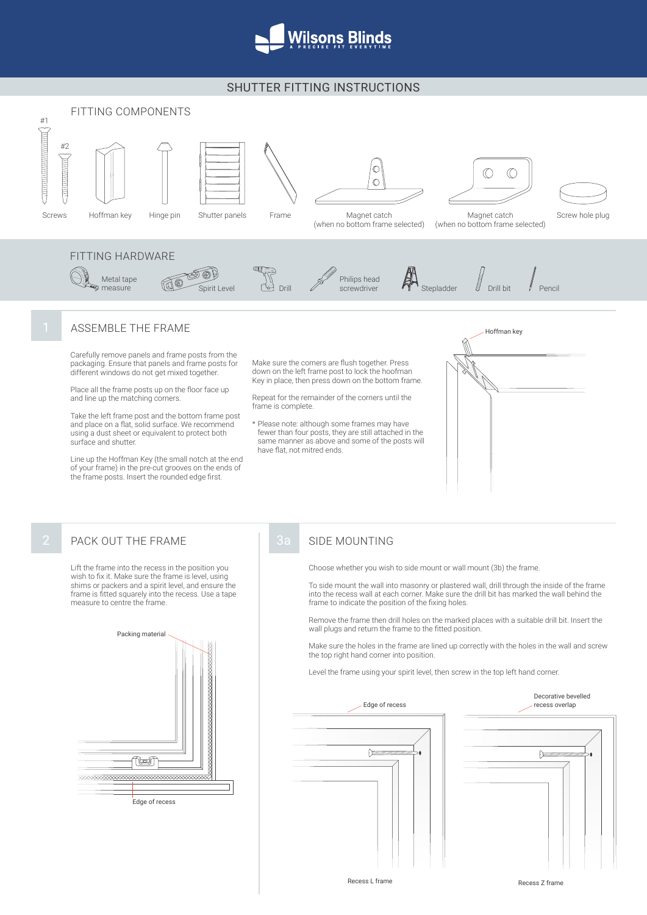# Wilsons Blinds

A PRECISE FIT EVERYTIME

## SHUTTER FITTING INSTRUCTIONS

### FITTING COMPONENTS

#1 #2

Screws, Hoffman key, Hinge pin, Shutter panels, Frame, Magnet catch (when no bottom frame selected), Magnet catch (when no bottom frame selected), Screw hole plug

### FITTING HARDWARE

Metal tape measure, Spirit Level, Drill, Philips head screwdriver, Stepladder, Drill bit, Pencil

## 1 ASSEMBLE THE FRAME

Carefully remove panels and frame posts from the packaging. Ensure that panels and frame posts for different windows do not get mixed together.

Place all the frame posts up on the floor face up and line up the matching corners.

Take the left frame post and the bottom frame post and place on a flat, solid surface. We recommend using a dust sheet or equivalent to protect both surface and shutter.

Line up the Hoffman Key (the small notch at the end of your frame) in the pre-cut grooves on the ends of the frame posts. Insert the rounded edge first.

Make sure the corners are flush together. Press down on the left frame post to lock the hoofman Key in place, then press down on the bottom frame.

Repeat for the remainder of the corners until the frame is complete.

* Please note: although some frames may have fewer than four posts, they are still attached in the same manner as above and some of the posts will have flat, not mitred ends.

Hoffman key

## 2 PACK OUT THE FRAME

Lift the frame into the recess in the position you wish to fix it. Make sure the frame is level, using shims or packers and a spirit level, and ensure the frame is fitted squarely into the recess. Use a tape measure to centre the frame.

Packing material

Edge of recess

## 3a SIDE MOUNTING

Choose whether you wish to side mount or wall mount (3b) the frame.

To side mount the wall into masonry or plastered wall, drill through the inside of the frame into the recess wall at each corner. Make sure the drill bit has marked the wall behind the frame to indicate the position of the fixing holes.

Remove the frame then drill holes on the marked places with a suitable drill bit. Insert the wall plugs and return the frame to the fitted position.

Make sure the holes in the frame are lined up correctly with the holes in the wall and screw the top right hand corner into position.

Level the frame using your spirit level, then screw in the top left hand corner.

Edge of recess

Recess L frame

Decorative bevelled recess overlap

Recess Z frame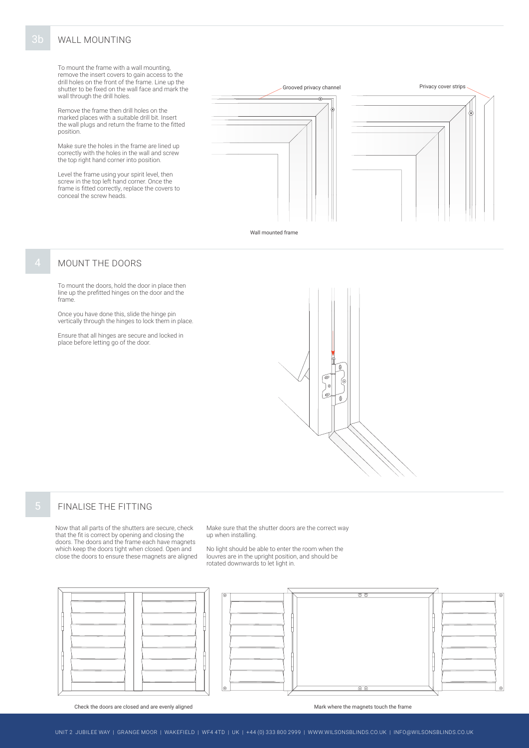## 3b WALL MOUNTING

To mount the frame with a wall mounting, remove the insert covers to gain access to the drill holes on the front of the frame. Line up the shutter to be fixed on the wall face and mark the wall through the drill holes.

Remove the frame then drill holes on the marked places with a suitable drill bit. Insert the wall plugs and return the frame to the fitted position.

Make sure the holes in the frame are lined up correctly with the holes in the wall and screw the top right hand corner into position.

Level the frame using your spirit level, then screw in the top left hand corner. Once the frame is fitted correctly, replace the covers to conceal the screw heads.

Grooved privacy channel

Privacy cover strips

Wall mounted frame

## 4 MOUNT THE DOORS

To mount the doors, hold the door in place then line up the prefitted hinges on the door and the frame.

Once you have done this, slide the hinge pin vertically through the hinges to lock them in place.

Ensure that all hinges are secure and locked in place before letting go of the door.

## 5 FINALISE THE FITTING

Now that all parts of the shutters are secure, check that the fit is correct by opening and closing the doors. The doors and the frame each have magnets which keep the doors tight when closed. Open and close the doors to ensure these magnets are aligned

Make sure that the shutter doors are the correct way up when installing.

No light should be able to enter the room when the louvres are in the upright position, and should be rotated downwards to let light in.

Check the doors are closed and are evenly aligned

Mark where the magnets touch the frame

UNIT 2 JUBILEE WAY | GRANGE MOOR | WAKEFIELD | WF4 4TD | UK | +44 (0) 333 800 2999 | WWW.WILSONSBLINDS.CO.UK | INFO@WILSONSBLINDS.CO.UK